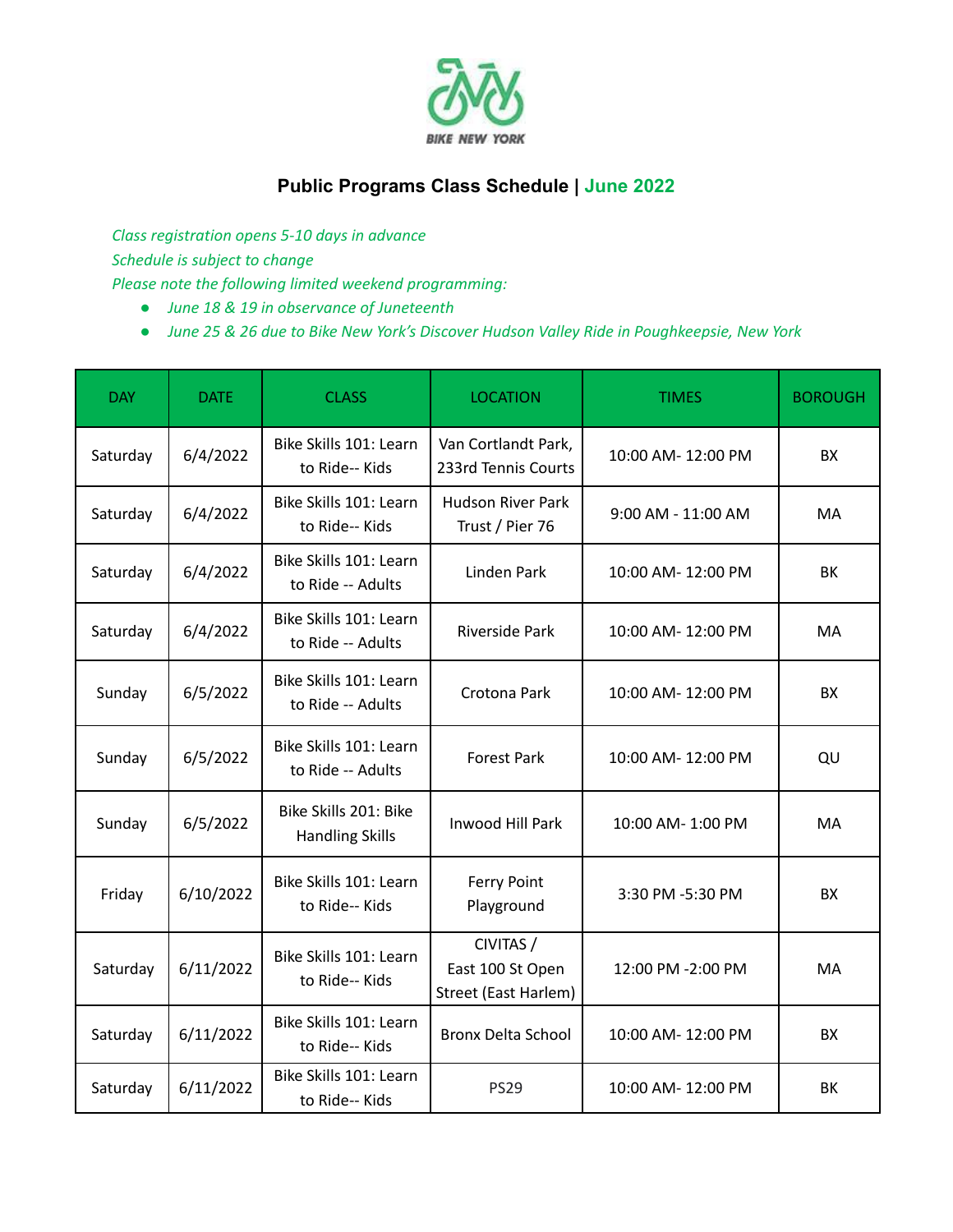BIKE NEW YORK

## Public Programs Class Schedule | June 2022

*Class registration opens 5-10 days in advance*
*Schedule is subject to change*
*Please note the following limited weekend programming:*

- *June 18 & 19 in observance of Juneteenth*
- *June 25 & 26 due to Bike New York's Discover Hudson Valley Ride in Poughkeepsie, New York*

| DAY | DATE | CLASS | LOCATION | TIMES | BOROUGH |
|---|---|---|---|---|---|
| Saturday | 6/4/2022 | Bike Skills 101: Learn to Ride-- Kids | Van Cortlandt Park, 233rd Tennis Courts | 10:00 AM- 12:00 PM | BX |
| Saturday | 6/4/2022 | Bike Skills 101: Learn to Ride-- Kids | Hudson River Park Trust / Pier 76 | 9:00 AM - 11:00 AM | MA |
| Saturday | 6/4/2022 | Bike Skills 101: Learn to Ride -- Adults | Linden Park | 10:00 AM- 12:00 PM | BK |
| Saturday | 6/4/2022 | Bike Skills 101: Learn to Ride -- Adults | Riverside Park | 10:00 AM- 12:00 PM | MA |
| Sunday | 6/5/2022 | Bike Skills 101: Learn to Ride -- Adults | Crotona Park | 10:00 AM- 12:00 PM | BX |
| Sunday | 6/5/2022 | Bike Skills 101: Learn to Ride -- Adults | Forest Park | 10:00 AM- 12:00 PM | QU |
| Sunday | 6/5/2022 | Bike Skills 201: Bike Handling Skills | Inwood Hill Park | 10:00 AM- 1:00 PM | MA |
| Friday | 6/10/2022 | Bike Skills 101: Learn to Ride-- Kids | Ferry Point Playground | 3:30 PM -5:30 PM | BX |
| Saturday | 6/11/2022 | Bike Skills 101: Learn to Ride-- Kids | CIVITAS / East 100 St Open Street (East Harlem) | 12:00 PM -2:00 PM | MA |
| Saturday | 6/11/2022 | Bike Skills 101: Learn to Ride-- Kids | Bronx Delta School | 10:00 AM- 12:00 PM | BX |
| Saturday | 6/11/2022 | Bike Skills 101: Learn to Ride-- Kids | PS29 | 10:00 AM- 12:00 PM | BK |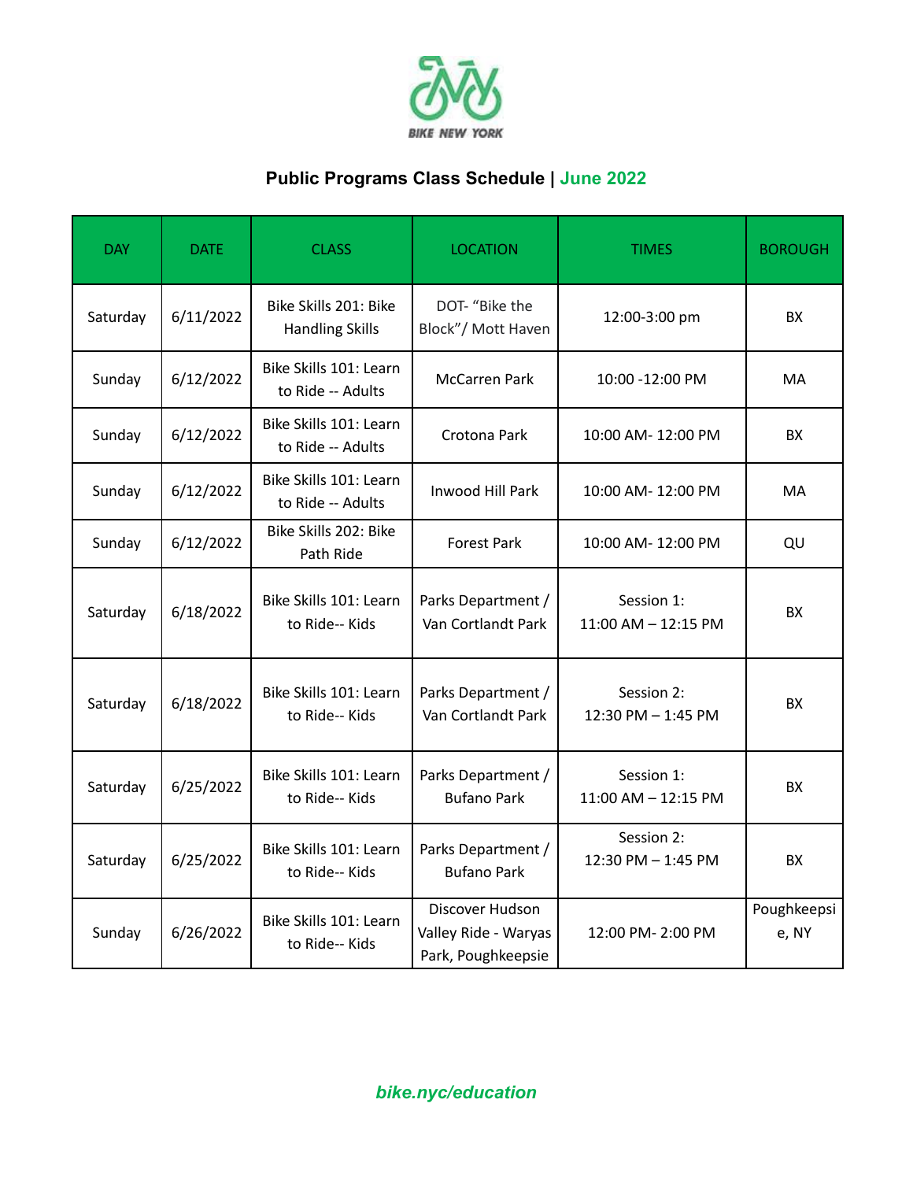BIKE NEW YORK

## Public Programs Class Schedule | June 2022

| DAY | DATE | CLASS | LOCATION | TIMES | BOROUGH |
|---|---|---|---|---|---|
| Saturday | 6/11/2022 | Bike Skills 201: Bike Handling Skills | DOT- "Bike the Block"/ Mott Haven | 12:00-3:00 pm | BX |
| Sunday | 6/12/2022 | Bike Skills 101: Learn to Ride -- Adults | McCarren Park | 10:00 -12:00 PM | MA |
| Sunday | 6/12/2022 | Bike Skills 101: Learn to Ride -- Adults | Crotona Park | 10:00 AM- 12:00 PM | BX |
| Sunday | 6/12/2022 | Bike Skills 101: Learn to Ride -- Adults | Inwood Hill Park | 10:00 AM- 12:00 PM | MA |
| Sunday | 6/12/2022 | Bike Skills 202: Bike Path Ride | Forest Park | 10:00 AM- 12:00 PM | QU |
| Saturday | 6/18/2022 | Bike Skills 101: Learn to Ride-- Kids | Parks Department / Van Cortlandt Park | Session 1: 11:00 AM – 12:15 PM | BX |
| Saturday | 6/18/2022 | Bike Skills 101: Learn to Ride-- Kids | Parks Department / Van Cortlandt Park | Session 2: 12:30 PM – 1:45 PM | BX |
| Saturday | 6/25/2022 | Bike Skills 101: Learn to Ride-- Kids | Parks Department / Bufano Park | Session 1: 11:00 AM – 12:15 PM | BX |
| Saturday | 6/25/2022 | Bike Skills 101: Learn to Ride-- Kids | Parks Department / Bufano Park | Session 2: 12:30 PM – 1:45 PM | BX |
| Sunday | 6/26/2022 | Bike Skills 101: Learn to Ride-- Kids | Discover Hudson Valley Ride - Waryas Park, Poughkeepsie | 12:00 PM- 2:00 PM | Poughkeepsie, NY |

*bike.nyc/education*